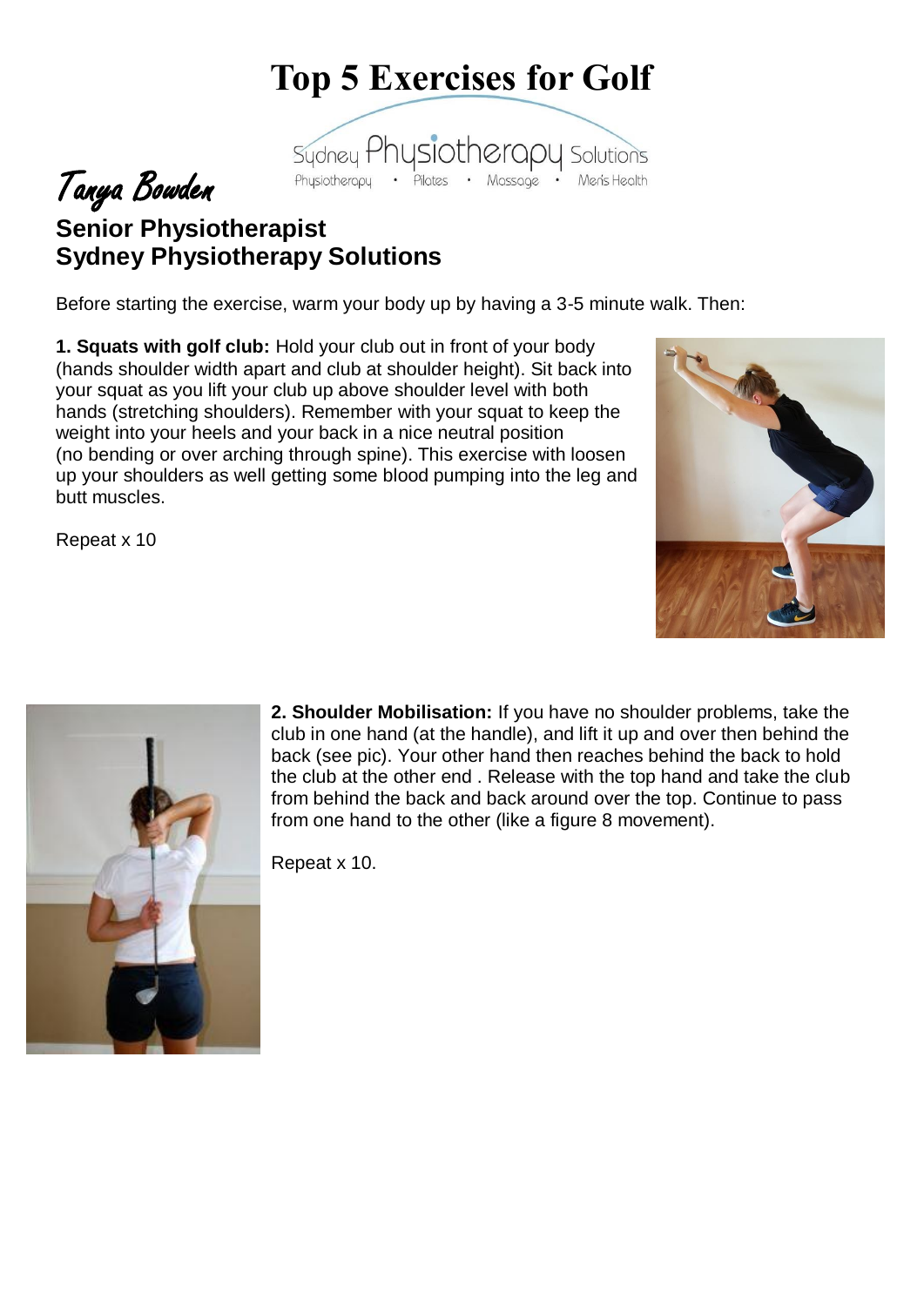# Top 5 Exercises for Golf

Sydney Physiotherapy Solutions
Physiotherapy • Pilates • Massage • Men's Health

*Tanya Bowden*

**Senior Physiotherapist**
**Sydney Physiotherapy Solutions**

Before starting the exercise, warm your body up by having a 3-5 minute walk. Then:

**1. Squats with golf club:** Hold your club out in front of your body (hands shoulder width apart and club at shoulder height). Sit back into your squat as you lift your club up above shoulder level with both hands (stretching shoulders). Remember with your squat to keep the weight into your heels and your back in a nice neutral position (no bending or over arching through spine). This exercise with loosen up your shoulders as well getting some blood pumping into the leg and butt muscles.

Repeat x 10

**2. Shoulder Mobilisation:** If you have no shoulder problems, take the club in one hand (at the handle), and lift it up and over then behind the back (see pic). Your other hand then reaches behind the back to hold the club at the other end . Release with the top hand and take the club from behind the back and back around over the top. Continue to pass from one hand to the other (like a figure 8 movement).

Repeat x 10.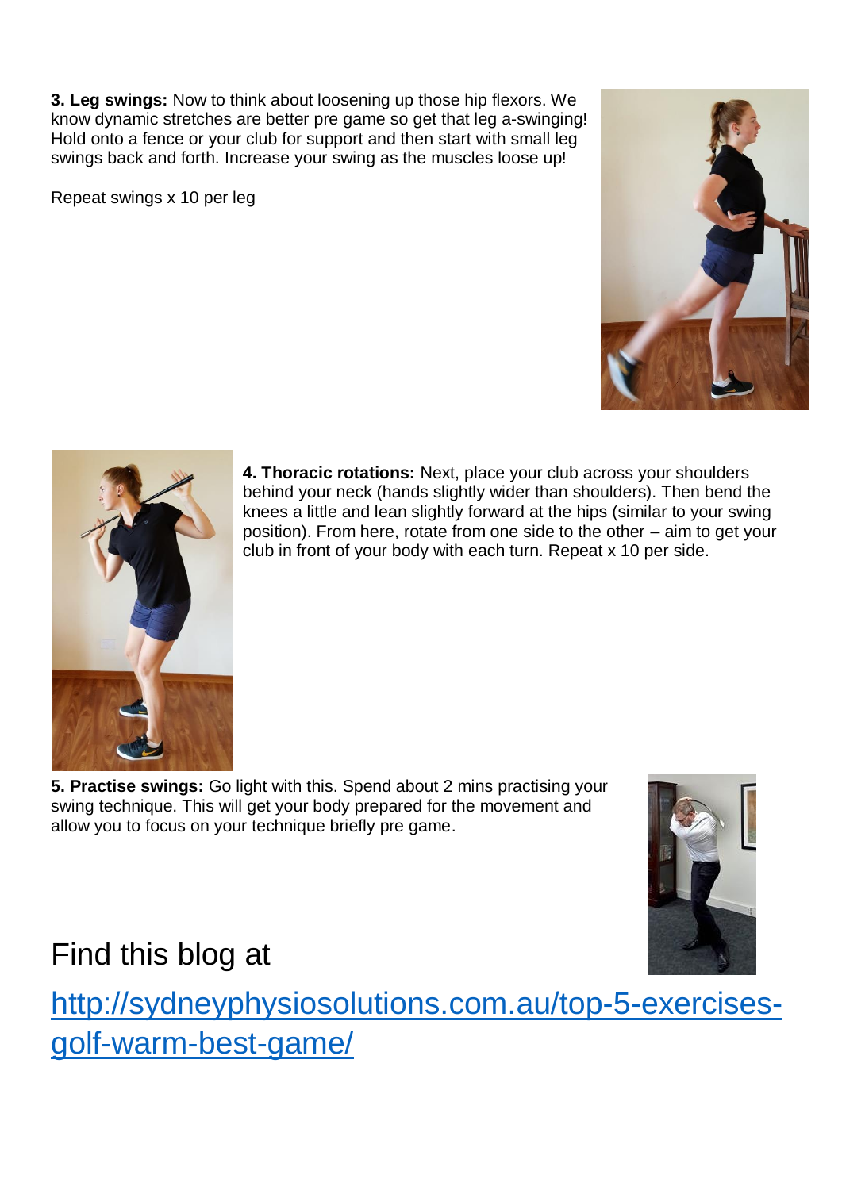**3. Leg swings:** Now to think about loosening up those hip flexors. We know dynamic stretches are better pre game so get that leg a-swinging! Hold onto a fence or your club for support and then start with small leg swings back and forth. Increase your swing as the muscles loose up!

Repeat swings x 10 per leg

**4. Thoracic rotations:** Next, place your club across your shoulders behind your neck (hands slightly wider than shoulders). Then bend the knees a little and lean slightly forward at the hips (similar to your swing position). From here, rotate from one side to the other – aim to get your club in front of your body with each turn. Repeat x 10 per side.

**5. Practise swings:** Go light with this. Spend about 2 mins practising your swing technique. This will get your body prepared for the movement and allow you to focus on your technique briefly pre game.

# Find this blog at

http://sydneyphysiosolutions.com.au/top-5-exercises-golf-warm-best-game/